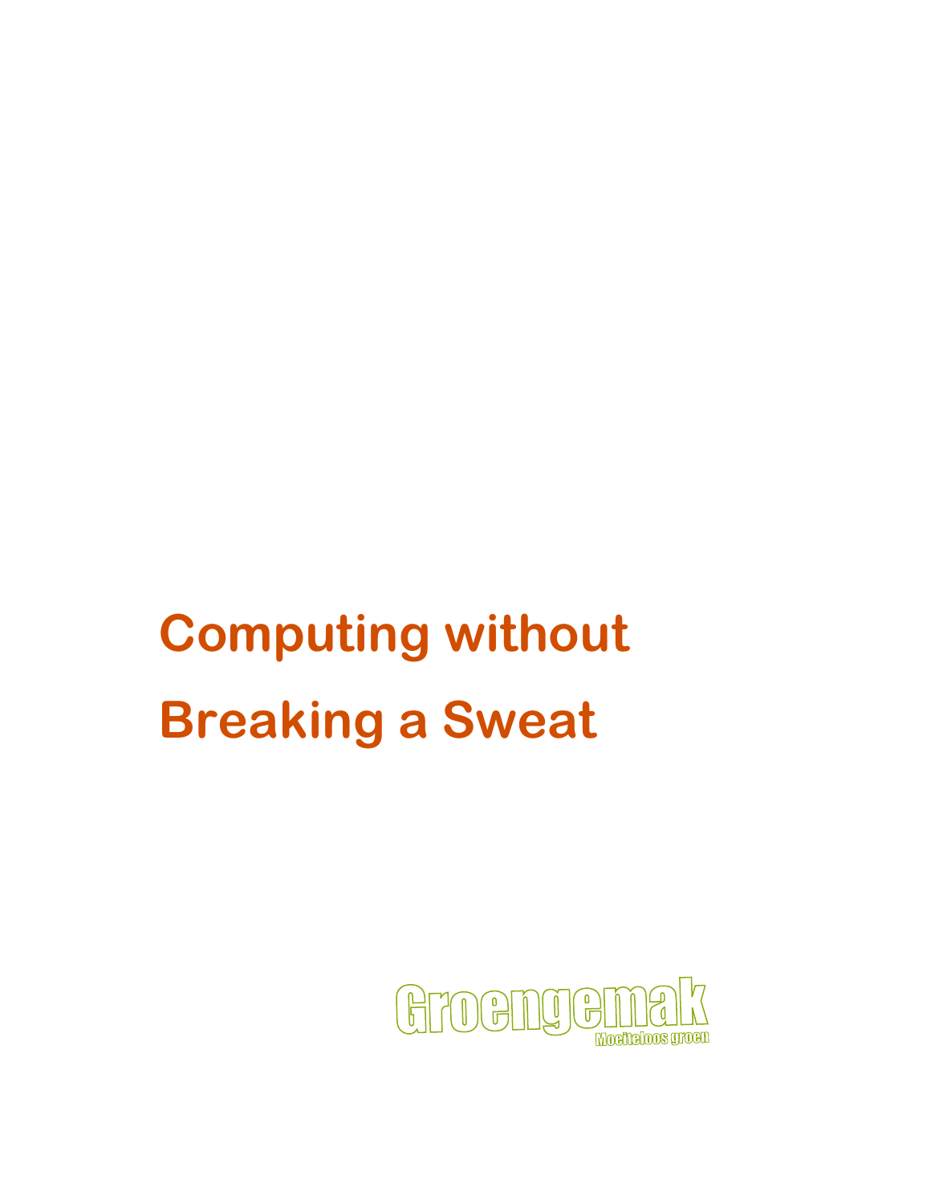# Computing without Breaking a Sweat

Groengemak

Moeiteloos groen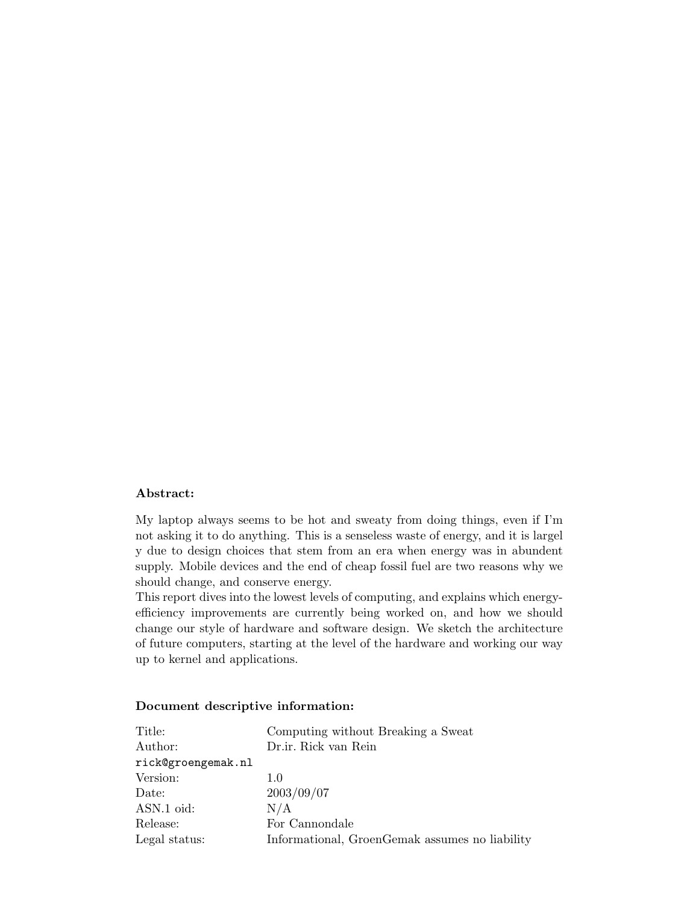**Abstract:**

My laptop always seems to be hot and sweaty from doing things, even if I'm not asking it to do anything. This is a senseless waste of energy, and it is largel y due to design choices that stem from an era when energy was in abundent supply. Mobile devices and the end of cheap fossil fuel are two reasons why we should change, and conserve energy.
This report dives into the lowest levels of computing, and explains which energy-efficiency improvements are currently being worked on, and how we should change our style of hardware and software design. We sketch the architecture of future computers, starting at the level of the hardware and working our way up to kernel and applications.

**Document descriptive information:**

| | |
|---|---|
| Title: | Computing without Breaking a Sweat |
| Author: | Dr.ir. Rick van Rein |
| rick@groengemak.nl | |
| Version: | 1.0 |
| Date: | 2003/09/07 |
| ASN.1 oid: | N/A |
| Release: | For Cannondale |
| Legal status: | Informational, GroenGemak assumes no liability |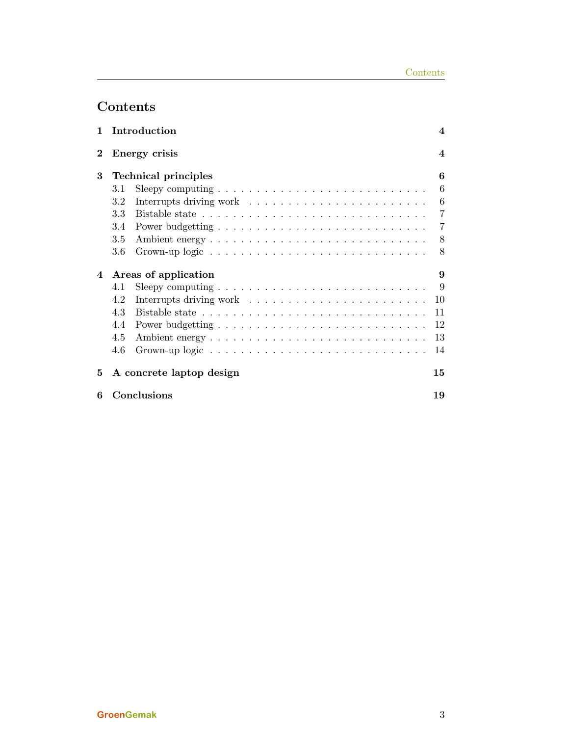# Contents

**1 Introduction** — **4**

**2 Energy crisis** — **4**

**3 Technical principles** — **6**
- 3.1 Sleepy computing — 6
- 3.2 Interrupts driving work — 6
- 3.3 Bistable state — 7
- 3.4 Power budgetting — 7
- 3.5 Ambient energy — 8
- 3.6 Grown-up logic — 8

**4 Areas of application** — **9**
- 4.1 Sleepy computing — 9
- 4.2 Interrupts driving work — 10
- 4.3 Bistable state — 11
- 4.4 Power budgetting — 12
- 4.5 Ambient energy — 13
- 4.6 Grown-up logic — 14

**5 A concrete laptop design** — **15**

**6 Conclusions** — **19**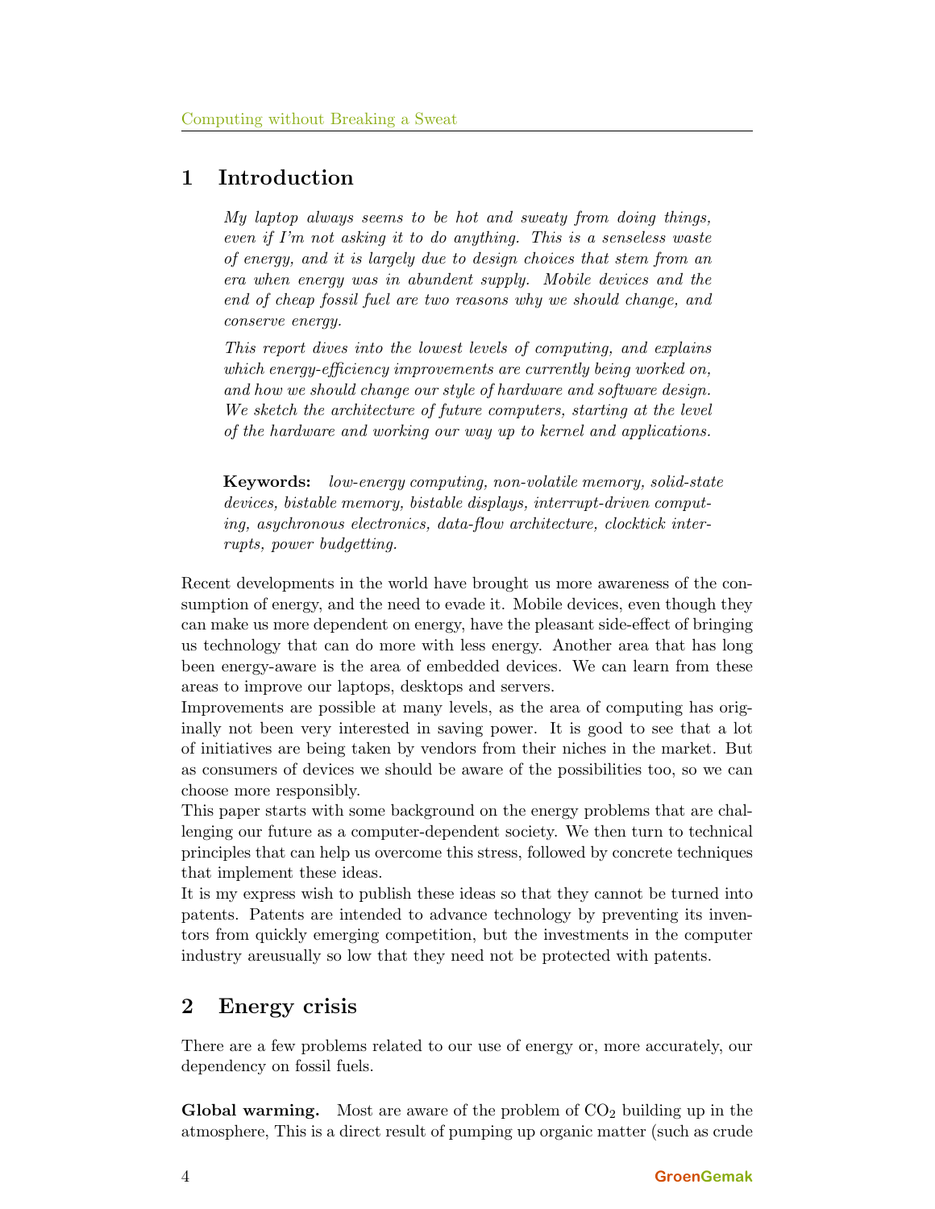## 1 Introduction

> *My laptop always seems to be hot and sweaty from doing things, even if I'm not asking it to do anything. This is a senseless waste of energy, and it is largely due to design choices that stem from an era when energy was in abundent supply. Mobile devices and the end of cheap fossil fuel are two reasons why we should change, and conserve energy.*
>
> *This report dives into the lowest levels of computing, and explains which energy-efficiency improvements are currently being worked on, and how we should change our style of hardware and software design. We sketch the architecture of future computers, starting at the level of the hardware and working our way up to kernel and applications.*
>
> **Keywords:** *low-energy computing, non-volatile memory, solid-state devices, bistable memory, bistable displays, interrupt-driven computing, asychronous electronics, data-flow architecture, clocktick interrupts, power budgetting.*

Recent developments in the world have brought us more awareness of the consumption of energy, and the need to evade it. Mobile devices, even though they can make us more dependent on energy, have the pleasant side-effect of bringing us technology that can do more with less energy. Another area that has long been energy-aware is the area of embedded devices. We can learn from these areas to improve our laptops, desktops and servers.

Improvements are possible at many levels, as the area of computing has originally not been very interested in saving power. It is good to see that a lot of initiatives are being taken by vendors from their niches in the market. But as consumers of devices we should be aware of the possibilities too, so we can choose more responsibly.

This paper starts with some background on the energy problems that are challenging our future as a computer-dependent society. We then turn to technical principles that can help us overcome this stress, followed by concrete techniques that implement these ideas.

It is my express wish to publish these ideas so that they cannot be turned into patents. Patents are intended to advance technology by preventing its inventors from quickly emerging competition, but the investments in the computer industry areusually so low that they need not be protected with patents.

## 2 Energy crisis

There are a few problems related to our use of energy or, more accurately, our dependency on fossil fuels.

**Global warming.** Most are aware of the problem of $CO_2$ building up in the atmosphere, This is a direct result of pumping up organic matter (such as crude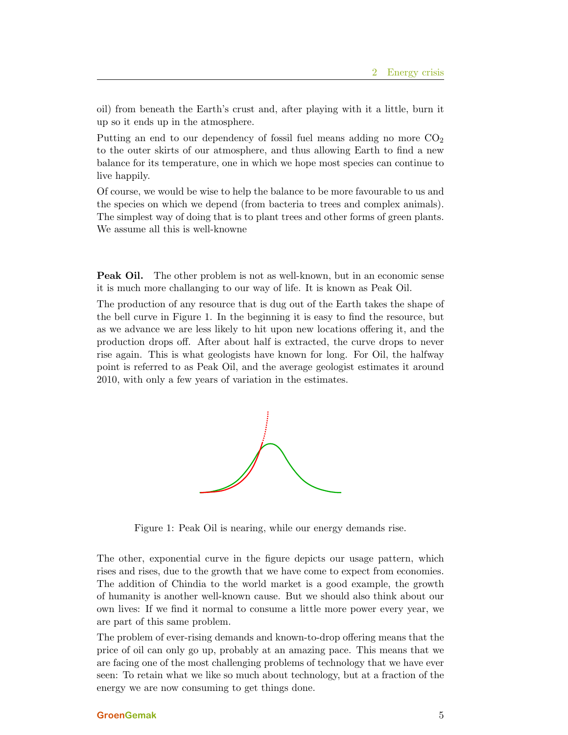oil) from beneath the Earth's crust and, after playing with it a little, burn it up so it ends up in the atmosphere.

Putting an end to our dependency of fossil fuel means adding no more $CO_2$ to the outer skirts of our atmosphere, and thus allowing Earth to find a new balance for its temperature, one in which we hope most species can continue to live happily.

Of course, we would be wise to help the balance to be more favourable to us and the species on which we depend (from bacteria to trees and complex animals). The simplest way of doing that is to plant trees and other forms of green plants. We assume all this is well-knowne

**Peak Oil.** The other problem is not as well-known, but in an economic sense it is much more challanging to our way of life. It is known as Peak Oil.

The production of any resource that is dug out of the Earth takes the shape of the bell curve in Figure 1. In the beginning it is easy to find the resource, but as we advance we are less likely to hit upon new locations offering it, and the production drops off. After about half is extracted, the curve drops to never rise again. This is what geologists have known for long. For Oil, the halfway point is referred to as Peak Oil, and the average geologist estimates it around 2010, with only a few years of variation in the estimates.

Figure 1: Peak Oil is nearing, while our energy demands rise.

The other, exponential curve in the figure depicts our usage pattern, which rises and rises, due to the growth that we have come to expect from economies. The addition of Chindia to the world market is a good example, the growth of humanity is another well-known cause. But we should also think about our own lives: If we find it normal to consume a little more power every year, we are part of this same problem.

The problem of ever-rising demands and known-to-drop offering means that the price of oil can only go up, probably at an amazing pace. This means that we are facing one of the most challenging problems of technology that we have ever seen: To retain what we like so much about technology, but at a fraction of the energy we are now consuming to get things done.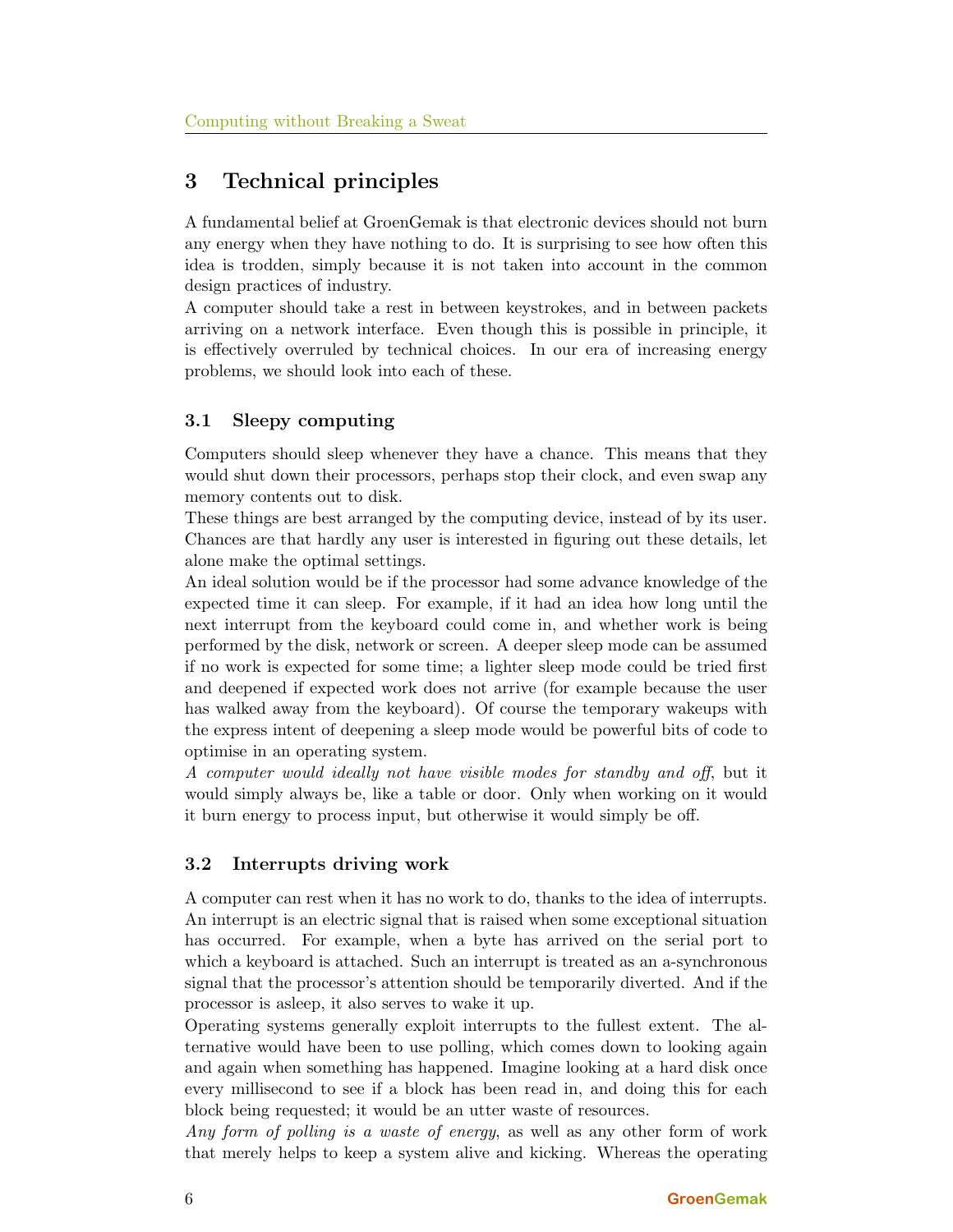## 3 Technical principles

A fundamental belief at GroenGemak is that electronic devices should not burn any energy when they have nothing to do. It is surprising to see how often this idea is trodden, simply because it is not taken into account in the common design practices of industry.

A computer should take a rest in between keystrokes, and in between packets arriving on a network interface. Even though this is possible in principle, it is effectively overruled by technical choices. In our era of increasing energy problems, we should look into each of these.

### 3.1 Sleepy computing

Computers should sleep whenever they have a chance. This means that they would shut down their processors, perhaps stop their clock, and even swap any memory contents out to disk.

These things are best arranged by the computing device, instead of by its user. Chances are that hardly any user is interested in figuring out these details, let alone make the optimal settings.

An ideal solution would be if the processor had some advance knowledge of the expected time it can sleep. For example, if it had an idea how long until the next interrupt from the keyboard could come in, and whether work is being performed by the disk, network or screen. A deeper sleep mode can be assumed if no work is expected for some time; a lighter sleep mode could be tried first and deepened if expected work does not arrive (for example because the user has walked away from the keyboard). Of course the temporary wakeups with the express intent of deepening a sleep mode would be powerful bits of code to optimise in an operating system.

*A computer would ideally not have visible modes for standby and off*, but it would simply always be, like a table or door. Only when working on it would it burn energy to process input, but otherwise it would simply be off.

### 3.2 Interrupts driving work

A computer can rest when it has no work to do, thanks to the idea of interrupts. An interrupt is an electric signal that is raised when some exceptional situation has occurred. For example, when a byte has arrived on the serial port to which a keyboard is attached. Such an interrupt is treated as an a-synchronous signal that the processor's attention should be temporarily diverted. And if the processor is asleep, it also serves to wake it up.

Operating systems generally exploit interrupts to the fullest extent. The alternative would have been to use polling, which comes down to looking again and again when something has happened. Imagine looking at a hard disk once every millisecond to see if a block has been read in, and doing this for each block being requested; it would be an utter waste of resources.

*Any form of polling is a waste of energy*, as well as any other form of work that merely helps to keep a system alive and kicking. Whereas the operating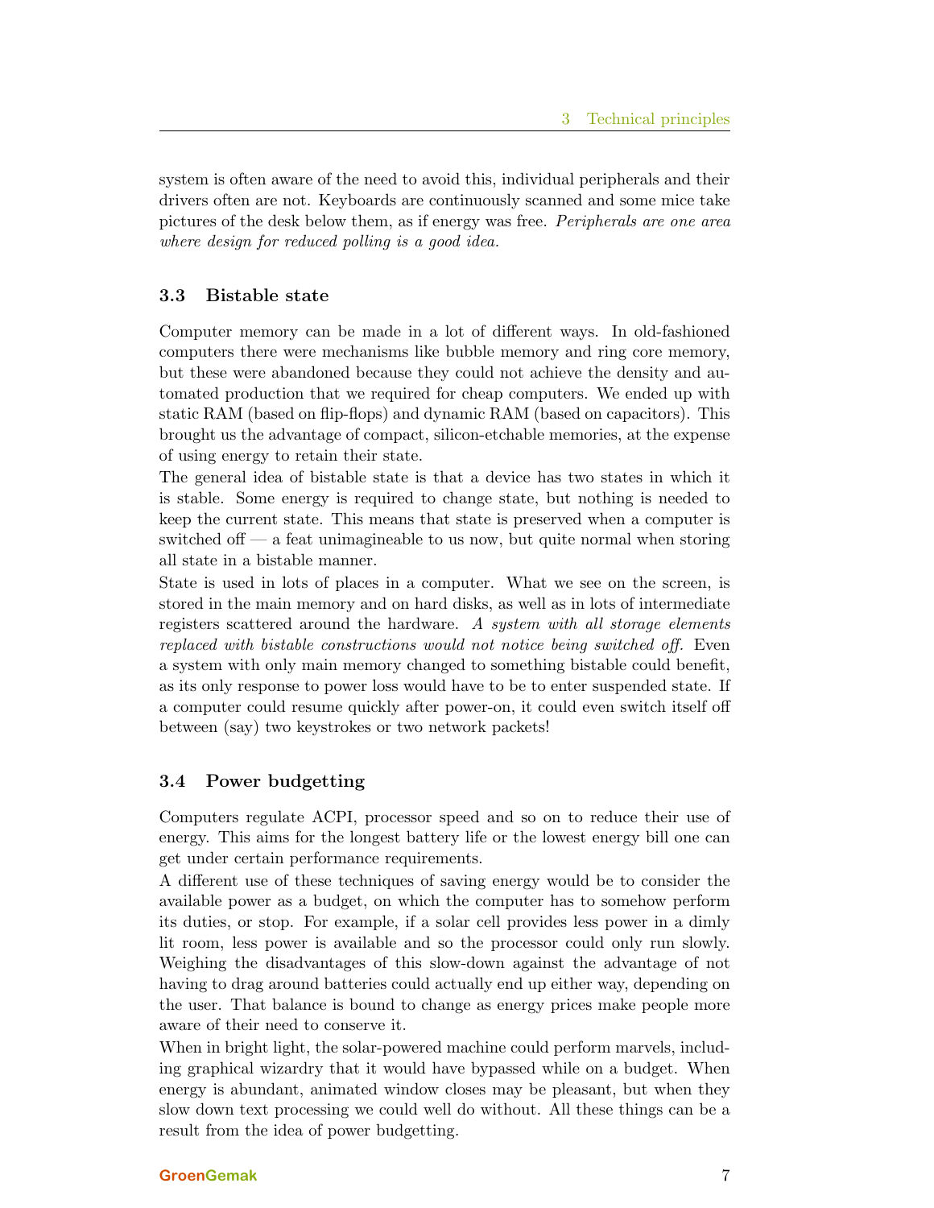system is often aware of the need to avoid this, individual peripherals and their drivers often are not. Keyboards are continuously scanned and some mice take pictures of the desk below them, as if energy was free. *Peripherals are one area where design for reduced polling is a good idea.*

### 3.3 Bistable state

Computer memory can be made in a lot of different ways. In old-fashioned computers there were mechanisms like bubble memory and ring core memory, but these were abandoned because they could not achieve the density and automated production that we required for cheap computers. We ended up with static RAM (based on flip-flops) and dynamic RAM (based on capacitors). This brought us the advantage of compact, silicon-etchable memories, at the expense of using energy to retain their state.

The general idea of bistable state is that a device has two states in which it is stable. Some energy is required to change state, but nothing is needed to keep the current state. This means that state is preserved when a computer is switched off — a feat unimagineable to us now, but quite normal when storing all state in a bistable manner.

State is used in lots of places in a computer. What we see on the screen, is stored in the main memory and on hard disks, as well as in lots of intermediate registers scattered around the hardware. *A system with all storage elements replaced with bistable constructions would not notice being switched off.* Even a system with only main memory changed to something bistable could benefit, as its only response to power loss would have to be to enter suspended state. If a computer could resume quickly after power-on, it could even switch itself off between (say) two keystrokes or two network packets!

### 3.4 Power budgetting

Computers regulate ACPI, processor speed and so on to reduce their use of energy. This aims for the longest battery life or the lowest energy bill one can get under certain performance requirements.

A different use of these techniques of saving energy would be to consider the available power as a budget, on which the computer has to somehow perform its duties, or stop. For example, if a solar cell provides less power in a dimly lit room, less power is available and so the processor could only run slowly. Weighing the disadvantages of this slow-down against the advantage of not having to drag around batteries could actually end up either way, depending on the user. That balance is bound to change as energy prices make people more aware of their need to conserve it.

When in bright light, the solar-powered machine could perform marvels, including graphical wizardry that it would have bypassed while on a budget. When energy is abundant, animated window closes may be pleasant, but when they slow down text processing we could well do without. All these things can be a result from the idea of power budgetting.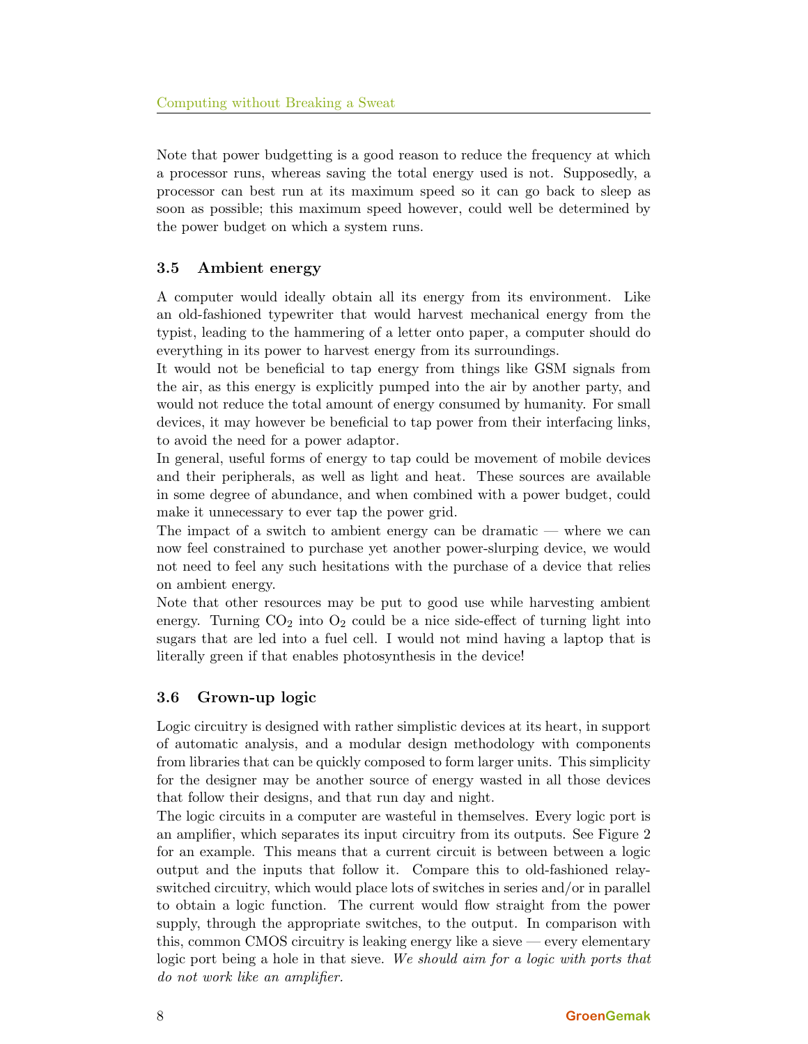Note that power budgetting is a good reason to reduce the frequency at which a processor runs, whereas saving the total energy used is not. Supposedly, a processor can best run at its maximum speed so it can go back to sleep as soon as possible; this maximum speed however, could well be determined by the power budget on which a system runs.

### 3.5 Ambient energy

A computer would ideally obtain all its energy from its environment. Like an old-fashioned typewriter that would harvest mechanical energy from the typist, leading to the hammering of a letter onto paper, a computer should do everything in its power to harvest energy from its surroundings.

It would not be beneficial to tap energy from things like GSM signals from the air, as this energy is explicitly pumped into the air by another party, and would not reduce the total amount of energy consumed by humanity. For small devices, it may however be beneficial to tap power from their interfacing links, to avoid the need for a power adaptor.

In general, useful forms of energy to tap could be movement of mobile devices and their peripherals, as well as light and heat. These sources are available in some degree of abundance, and when combined with a power budget, could make it unnecessary to ever tap the power grid.

The impact of a switch to ambient energy can be dramatic — where we can now feel constrained to purchase yet another power-slurping device, we would not need to feel any such hesitations with the purchase of a device that relies on ambient energy.

Note that other resources may be put to good use while harvesting ambient energy. Turning $CO_2$ into $O_2$ could be a nice side-effect of turning light into sugars that are led into a fuel cell. I would not mind having a laptop that is literally green if that enables photosynthesis in the device!

### 3.6 Grown-up logic

Logic circuitry is designed with rather simplistic devices at its heart, in support of automatic analysis, and a modular design methodology with components from libraries that can be quickly composed to form larger units. This simplicity for the designer may be another source of energy wasted in all those devices that follow their designs, and that run day and night.

The logic circuits in a computer are wasteful in themselves. Every logic port is an amplifier, which separates its input circuitry from its outputs. See Figure 2 for an example. This means that a current circuit is between between a logic output and the inputs that follow it. Compare this to old-fashioned relay-switched circuitry, which would place lots of switches in series and/or in parallel to obtain a logic function. The current would flow straight from the power supply, through the appropriate switches, to the output. In comparison with this, common CMOS circuitry is leaking energy like a sieve — every elementary logic port being a hole in that sieve. *We should aim for a logic with ports that do not work like an amplifier.*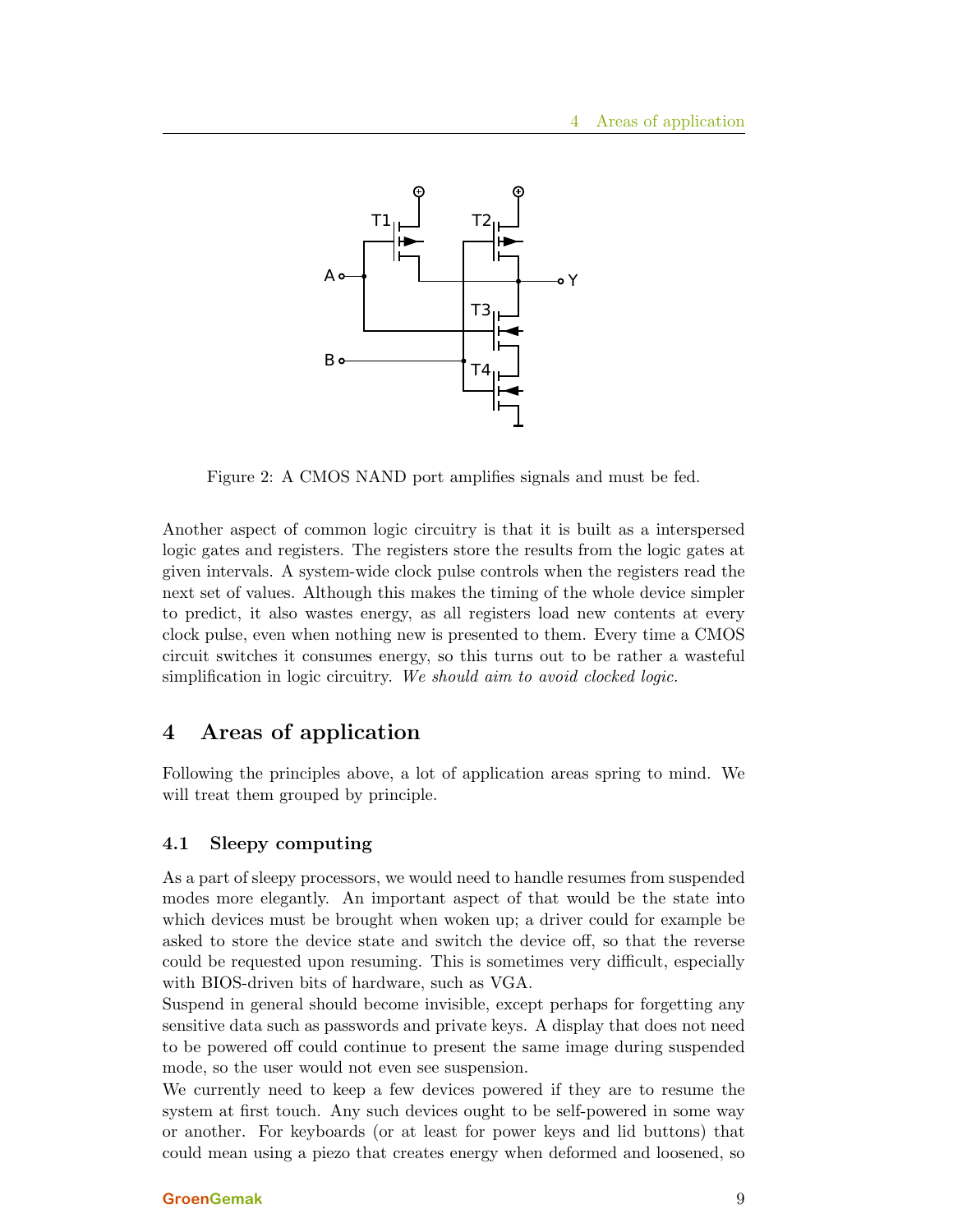Figure 2: A CMOS NAND port amplifies signals and must be fed.

Another aspect of common logic circuitry is that it is built as a interspersed logic gates and registers. The registers store the results from the logic gates at given intervals. A system-wide clock pulse controls when the registers read the next set of values. Although this makes the timing of the whole device simpler to predict, it also wastes energy, as all registers load new contents at every clock pulse, even when nothing new is presented to them. Every time a CMOS circuit switches it consumes energy, so this turns out to be rather a wasteful simplification in logic circuitry. *We should aim to avoid clocked logic.*

## 4 Areas of application

Following the principles above, a lot of application areas spring to mind. We will treat them grouped by principle.

### 4.1 Sleepy computing

As a part of sleepy processors, we would need to handle resumes from suspended modes more elegantly. An important aspect of that would be the state into which devices must be brought when woken up; a driver could for example be asked to store the device state and switch the device off, so that the reverse could be requested upon resuming. This is sometimes very difficult, especially with BIOS-driven bits of hardware, such as VGA.
Suspend in general should become invisible, except perhaps for forgetting any sensitive data such as passwords and private keys. A display that does not need to be powered off could continue to present the same image during suspended mode, so the user would not even see suspension.
We currently need to keep a few devices powered if they are to resume the system at first touch. Any such devices ought to be self-powered in some way or another. For keyboards (or at least for power keys and lid buttons) that could mean using a piezo that creates energy when deformed and loosened, so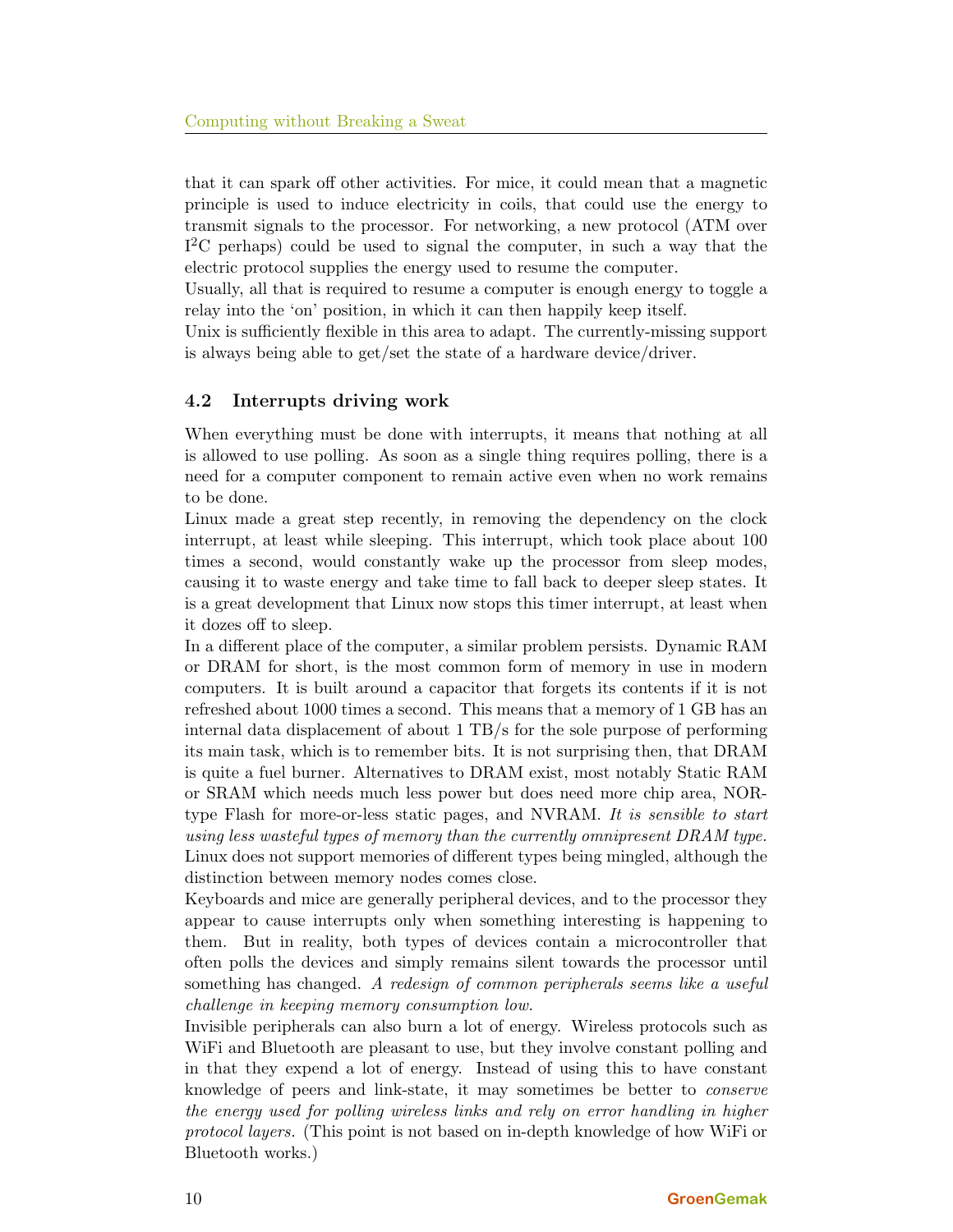that it can spark off other activities. For mice, it could mean that a magnetic principle is used to induce electricity in coils, that could use the energy to transmit signals to the processor. For networking, a new protocol (ATM over $I^2C$ perhaps) could be used to signal the computer, in such a way that the electric protocol supplies the energy used to resume the computer.

Usually, all that is required to resume a computer is enough energy to toggle a relay into the 'on' position, in which it can then happily keep itself.

Unix is sufficiently flexible in this area to adapt. The currently-missing support is always being able to get/set the state of a hardware device/driver.

### 4.2 Interrupts driving work

When everything must be done with interrupts, it means that nothing at all is allowed to use polling. As soon as a single thing requires polling, there is a need for a computer component to remain active even when no work remains to be done.

Linux made a great step recently, in removing the dependency on the clock interrupt, at least while sleeping. This interrupt, which took place about 100 times a second, would constantly wake up the processor from sleep modes, causing it to waste energy and take time to fall back to deeper sleep states. It is a great development that Linux now stops this timer interrupt, at least when it dozes off to sleep.

In a different place of the computer, a similar problem persists. Dynamic RAM or DRAM for short, is the most common form of memory in use in modern computers. It is built around a capacitor that forgets its contents if it is not refreshed about 1000 times a second. This means that a memory of 1 GB has an internal data displacement of about 1 TB/s for the sole purpose of performing its main task, which is to remember bits. It is not surprising then, that DRAM is quite a fuel burner. Alternatives to DRAM exist, most notably Static RAM or SRAM which needs much less power but does need more chip area, NOR-type Flash for more-or-less static pages, and NVRAM. *It is sensible to start using less wasteful types of memory than the currently omnipresent DRAM type.* Linux does not support memories of different types being mingled, although the distinction between memory nodes comes close.

Keyboards and mice are generally peripheral devices, and to the processor they appear to cause interrupts only when something interesting is happening to them. But in reality, both types of devices contain a microcontroller that often polls the devices and simply remains silent towards the processor until something has changed. *A redesign of common peripherals seems like a useful challenge in keeping memory consumption low.*

Invisible peripherals can also burn a lot of energy. Wireless protocols such as WiFi and Bluetooth are pleasant to use, but they involve constant polling and in that they expend a lot of energy. Instead of using this to have constant knowledge of peers and link-state, it may sometimes be better to *conserve the energy used for polling wireless links and rely on error handling in higher protocol layers.* (This point is not based on in-depth knowledge of how WiFi or Bluetooth works.)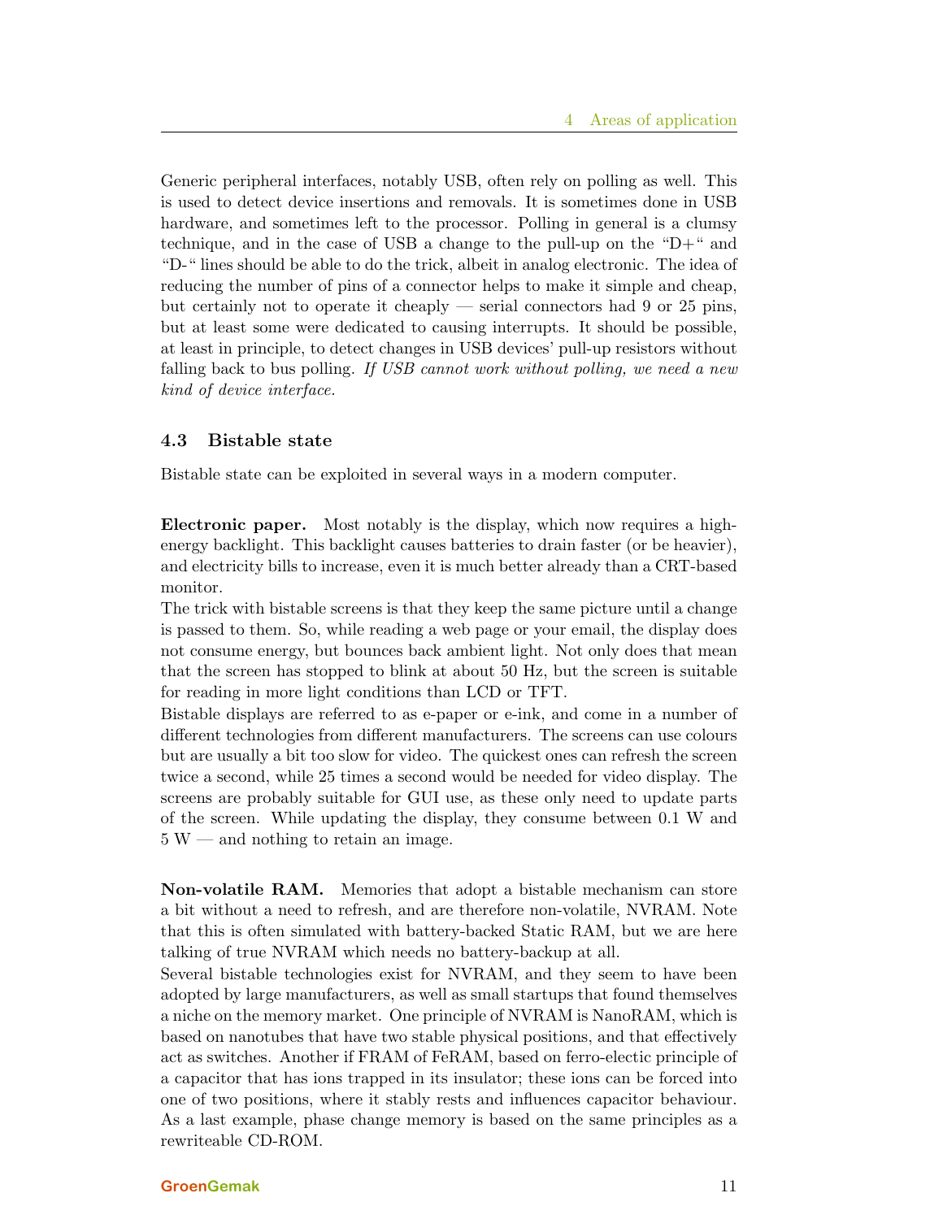Generic peripheral interfaces, notably USB, often rely on polling as well. This is used to detect device insertions and removals. It is sometimes done in USB hardware, and sometimes left to the processor. Polling in general is a clumsy technique, and in the case of USB a change to the pull-up on the "D+" and "D-" lines should be able to do the trick, albeit in analog electronic. The idea of reducing the number of pins of a connector helps to make it simple and cheap, but certainly not to operate it cheaply — serial connectors had 9 or 25 pins, but at least some were dedicated to causing interrupts. It should be possible, at least in principle, to detect changes in USB devices' pull-up resistors without falling back to bus polling. *If USB cannot work without polling, we need a new kind of device interface.*

### 4.3 Bistable state

Bistable state can be exploited in several ways in a modern computer.

**Electronic paper.** Most notably is the display, which now requires a high-energy backlight. This backlight causes batteries to drain faster (or be heavier), and electricity bills to increase, even it is much better already than a CRT-based monitor.
The trick with bistable screens is that they keep the same picture until a change is passed to them. So, while reading a web page or your email, the display does not consume energy, but bounces back ambient light. Not only does that mean that the screen has stopped to blink at about 50 Hz, but the screen is suitable for reading in more light conditions than LCD or TFT.
Bistable displays are referred to as e-paper or e-ink, and come in a number of different technologies from different manufacturers. The screens can use colours but are usually a bit too slow for video. The quickest ones can refresh the screen twice a second, while 25 times a second would be needed for video display. The screens are probably suitable for GUI use, as these only need to update parts of the screen. While updating the display, they consume between 0.1 W and 5 W — and nothing to retain an image.

**Non-volatile RAM.** Memories that adopt a bistable mechanism can store a bit without a need to refresh, and are therefore non-volatile, NVRAM. Note that this is often simulated with battery-backed Static RAM, but we are here talking of true NVRAM which needs no battery-backup at all.
Several bistable technologies exist for NVRAM, and they seem to have been adopted by large manufacturers, as well as small startups that found themselves a niche on the memory market. One principle of NVRAM is NanoRAM, which is based on nanotubes that have two stable physical positions, and that effectively act as switches. Another if FRAM of FeRAM, based on ferro-electic principle of a capacitor that has ions trapped in its insulator; these ions can be forced into one of two positions, where it stably rests and influences capacitor behaviour. As a last example, phase change memory is based on the same principles as a rewriteable CD-ROM.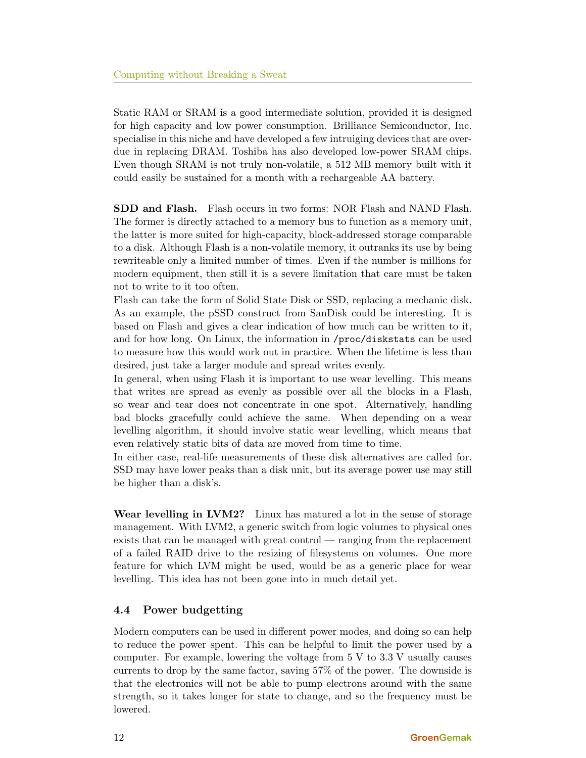Static RAM or SRAM is a good intermediate solution, provided it is designed for high capacity and low power consumption. Brilliance Semiconductor, Inc. specialise in this niche and have developed a few intruiging devices that are overdue in replacing DRAM. Toshiba has also developed low-power SRAM chips. Even though SRAM is not truly non-volatile, a 512 MB memory built with it could easily be sustained for a month with a rechargeable AA battery.

**SDD and Flash.** Flash occurs in two forms: NOR Flash and NAND Flash. The former is directly attached to a memory bus to function as a memory unit, the latter is more suited for high-capacity, block-addressed storage comparable to a disk. Although Flash is a non-volatile memory, it outranks its use by being rewriteable only a limited number of times. Even if the number is millions for modern equipment, then still it is a severe limitation that care must be taken not to write to it too often.

Flash can take the form of Solid State Disk or SSD, replacing a mechanic disk. As an example, the pSSD construct from SanDisk could be interesting. It is based on Flash and gives a clear indication of how much can be written to it, and for how long. On Linux, the information in `/proc/diskstats` can be used to measure how this would work out in practice. When the lifetime is less than desired, just take a larger module and spread writes evenly.

In general, when using Flash it is important to use wear levelling. This means that writes are spread as evenly as possible over all the blocks in a Flash, so wear and tear does not concentrate in one spot. Alternatively, handling bad blocks gracefully could achieve the same. When depending on a wear levelling algorithm, it should involve static wear levelling, which means that even relatively static bits of data are moved from time to time.

In either case, real-life measurements of these disk alternatives are called for. SSD may have lower peaks than a disk unit, but its average power use may still be higher than a disk's.

**Wear levelling in LVM2?** Linux has matured a lot in the sense of storage management. With LVM2, a generic switch from logic volumes to physical ones exists that can be managed with great control — ranging from the replacement of a failed RAID drive to the resizing of filesystems on volumes. One more feature for which LVM might be used, would be as a generic place for wear levelling. This idea has not been gone into in much detail yet.

## 4.4 Power budgetting

Modern computers can be used in different power modes, and doing so can help to reduce the power spent. This can be helpful to limit the power used by a computer. For example, lowering the voltage from 5 V to 3.3 V usually causes currents to drop by the same factor, saving 57% of the power. The downside is that the electronics will not be able to pump electrons around with the same strength, so it takes longer for state to change, and so the frequency must be lowered.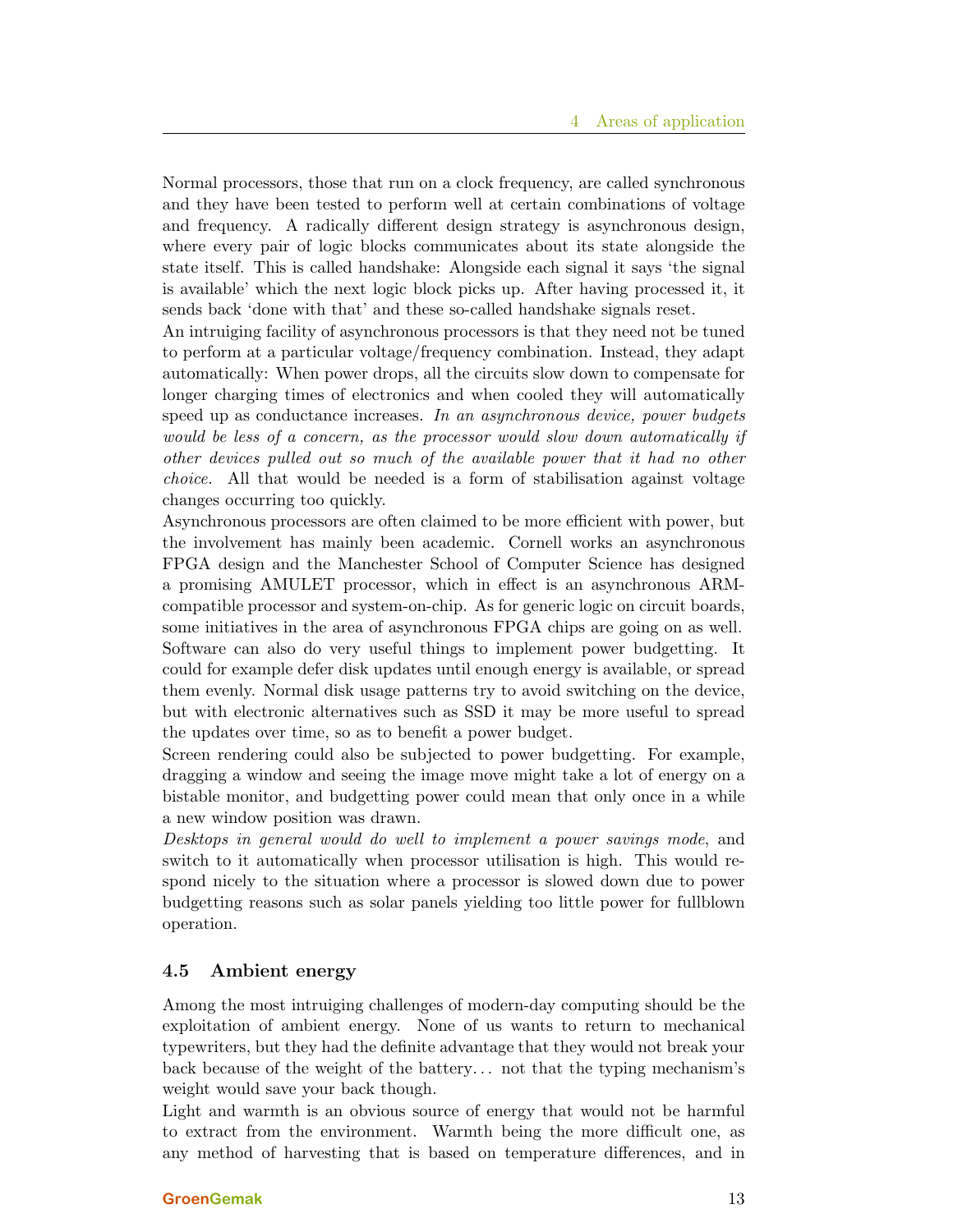Normal processors, those that run on a clock frequency, are called synchronous and they have been tested to perform well at certain combinations of voltage and frequency. A radically different design strategy is asynchronous design, where every pair of logic blocks communicates about its state alongside the state itself. This is called handshake: Alongside each signal it says 'the signal is available' which the next logic block picks up. After having processed it, it sends back 'done with that' and these so-called handshake signals reset.

An intruiging facility of asynchronous processors is that they need not be tuned to perform at a particular voltage/frequency combination. Instead, they adapt automatically: When power drops, all the circuits slow down to compensate for longer charging times of electronics and when cooled they will automatically speed up as conductance increases. *In an asynchronous device, power budgets would be less of a concern, as the processor would slow down automatically if other devices pulled out so much of the available power that it had no other choice.* All that would be needed is a form of stabilisation against voltage changes occurring too quickly.

Asynchronous processors are often claimed to be more efficient with power, but the involvement has mainly been academic. Cornell works an asynchronous FPGA design and the Manchester School of Computer Science has designed a promising AMULET processor, which in effect is an asynchronous ARM-compatible processor and system-on-chip. As for generic logic on circuit boards, some initiatives in the area of asynchronous FPGA chips are going on as well.

Software can also do very useful things to implement power budgetting. It could for example defer disk updates until enough energy is available, or spread them evenly. Normal disk usage patterns try to avoid switching on the device, but with electronic alternatives such as SSD it may be more useful to spread the updates over time, so as to benefit a power budget.

Screen rendering could also be subjected to power budgetting. For example, dragging a window and seeing the image move might take a lot of energy on a bistable monitor, and budgetting power could mean that only once in a while a new window position was drawn.

*Desktops in general would do well to implement a power savings mode*, and switch to it automatically when processor utilisation is high. This would respond nicely to the situation where a processor is slowed down due to power budgetting reasons such as solar panels yielding too little power for fullblown operation.

### 4.5 Ambient energy

Among the most intruiging challenges of modern-day computing should be the exploitation of ambient energy. None of us wants to return to mechanical typewriters, but they had the definite advantage that they would not break your back because of the weight of the battery… not that the typing mechanism's weight would save your back though.

Light and warmth is an obvious source of energy that would not be harmful to extract from the environment. Warmth being the more difficult one, as any method of harvesting that is based on temperature differences, and in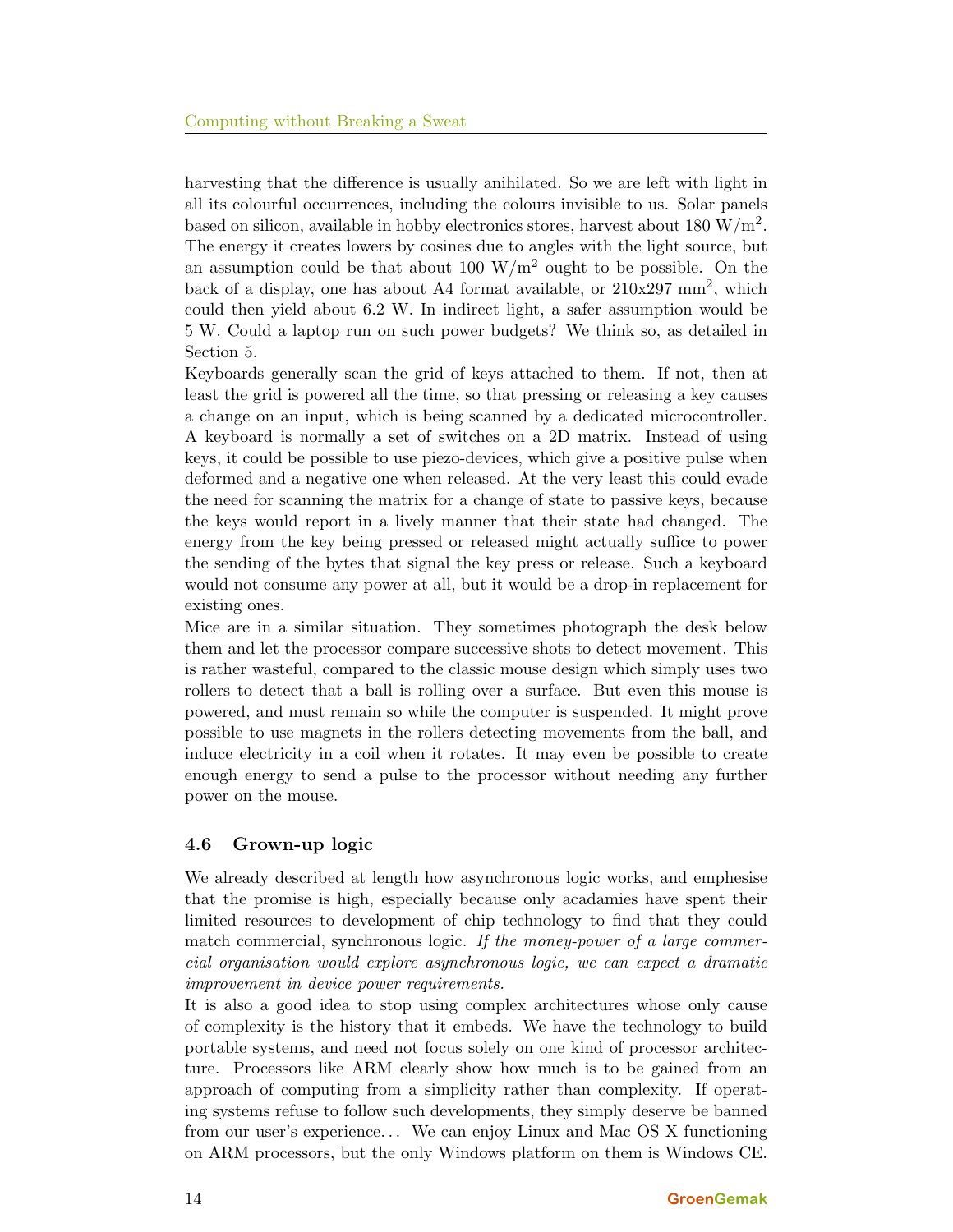harvesting that the difference is usually anihilated. So we are left with light in all its colourful occurrences, including the colours invisible to us. Solar panels based on silicon, available in hobby electronics stores, harvest about 180 W/m$^2$. The energy it creates lowers by cosines due to angles with the light source, but an assumption could be that about 100 W/m$^2$ ought to be possible. On the back of a display, one has about A4 format available, or 210x297 mm$^2$, which could then yield about 6.2 W. In indirect light, a safer assumption would be 5 W. Could a laptop run on such power budgets? We think so, as detailed in Section 5.

Keyboards generally scan the grid of keys attached to them. If not, then at least the grid is powered all the time, so that pressing or releasing a key causes a change on an input, which is being scanned by a dedicated microcontroller. A keyboard is normally a set of switches on a 2D matrix. Instead of using keys, it could be possible to use piezo-devices, which give a positive pulse when deformed and a negative one when released. At the very least this could evade the need for scanning the matrix for a change of state to passive keys, because the keys would report in a lively manner that their state had changed. The energy from the key being pressed or released might actually suffice to power the sending of the bytes that signal the key press or release. Such a keyboard would not consume any power at all, but it would be a drop-in replacement for existing ones.

Mice are in a similar situation. They sometimes photograph the desk below them and let the processor compare successive shots to detect movement. This is rather wasteful, compared to the classic mouse design which simply uses two rollers to detect that a ball is rolling over a surface. But even this mouse is powered, and must remain so while the computer is suspended. It might prove possible to use magnets in the rollers detecting movements from the ball, and induce electricity in a coil when it rotates. It may even be possible to create enough energy to send a pulse to the processor without needing any further power on the mouse.

### 4.6 Grown-up logic

We already described at length how asynchronous logic works, and emphesise that the promise is high, especially because only acadamies have spent their limited resources to development of chip technology to find that they could match commercial, synchronous logic. *If the money-power of a large commercial organisation would explore asynchronous logic, we can expect a dramatic improvement in device power requirements.*

It is also a good idea to stop using complex architectures whose only cause of complexity is the history that it embeds. We have the technology to build portable systems, and need not focus solely on one kind of processor architecture. Processors like ARM clearly show how much is to be gained from an approach of computing from a simplicity rather than complexity. If operating systems refuse to follow such developments, they simply deserve be banned from our user's experience... We can enjoy Linux and Mac OS X functioning on ARM processors, but the only Windows platform on them is Windows CE.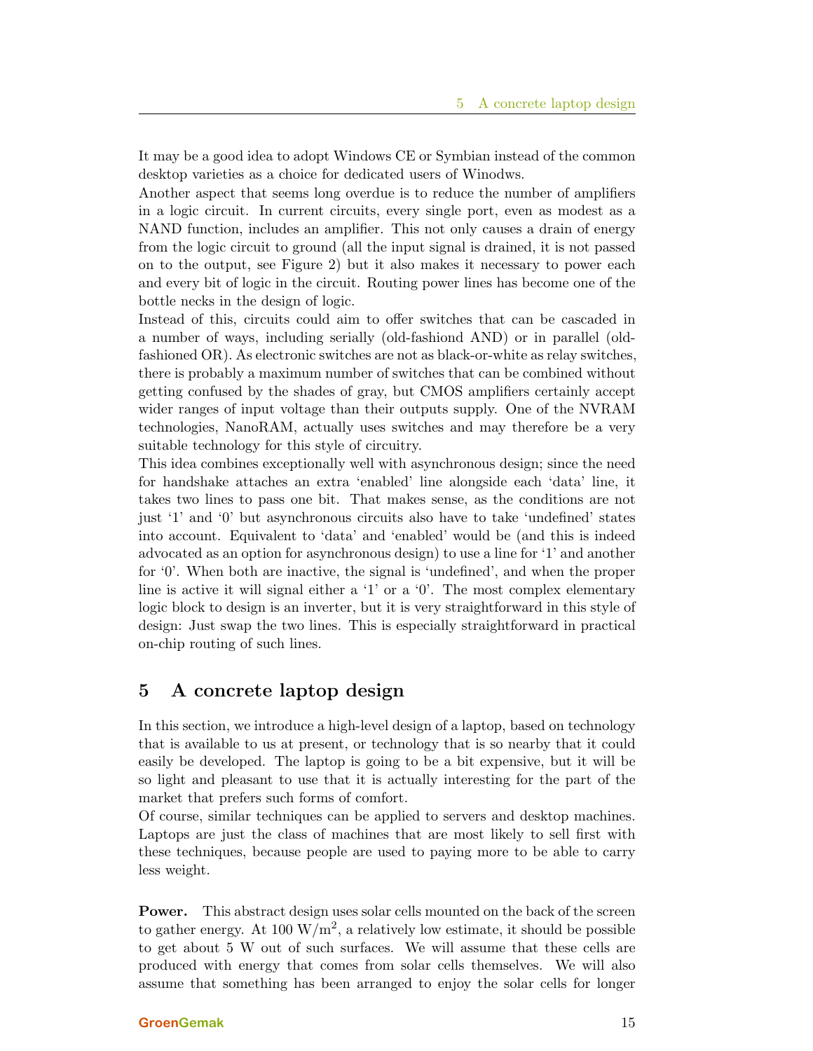It may be a good idea to adopt Windows CE or Symbian instead of the common desktop varieties as a choice for dedicated users of Winodws.

Another aspect that seems long overdue is to reduce the number of amplifiers in a logic circuit. In current circuits, every single port, even as modest as a NAND function, includes an amplifier. This not only causes a drain of energy from the logic circuit to ground (all the input signal is drained, it is not passed on to the output, see Figure 2) but it also makes it necessary to power each and every bit of logic in the circuit. Routing power lines has become one of the bottle necks in the design of logic.

Instead of this, circuits could aim to offer switches that can be cascaded in a number of ways, including serially (old-fashiond AND) or in parallel (old-fashioned OR). As electronic switches are not as black-or-white as relay switches, there is probably a maximum number of switches that can be combined without getting confused by the shades of gray, but CMOS amplifiers certainly accept wider ranges of input voltage than their outputs supply. One of the NVRAM technologies, NanoRAM, actually uses switches and may therefore be a very suitable technology for this style of circuitry.

This idea combines exceptionally well with asynchronous design; since the need for handshake attaches an extra 'enabled' line alongside each 'data' line, it takes two lines to pass one bit. That makes sense, as the conditions are not just '1' and '0' but asynchronous circuits also have to take 'undefined' states into account. Equivalent to 'data' and 'enabled' would be (and this is indeed advocated as an option for asynchronous design) to use a line for '1' and another for '0'. When both are inactive, the signal is 'undefined', and when the proper line is active it will signal either a '1' or a '0'. The most complex elementary logic block to design is an inverter, but it is very straightforward in this style of design: Just swap the two lines. This is especially straightforward in practical on-chip routing of such lines.

## 5 A concrete laptop design

In this section, we introduce a high-level design of a laptop, based on technology that is available to us at present, or technology that is so nearby that it could easily be developed. The laptop is going to be a bit expensive, but it will be so light and pleasant to use that it is actually interesting for the part of the market that prefers such forms of comfort.

Of course, similar techniques can be applied to servers and desktop machines. Laptops are just the class of machines that are most likely to sell first with these techniques, because people are used to paying more to be able to carry less weight.

**Power.** This abstract design uses solar cells mounted on the back of the screen to gather energy. At 100 $W/m^2$, a relatively low estimate, it should be possible to get about 5 W out of such surfaces. We will assume that these cells are produced with energy that comes from solar cells themselves. We will also assume that something has been arranged to enjoy the solar cells for longer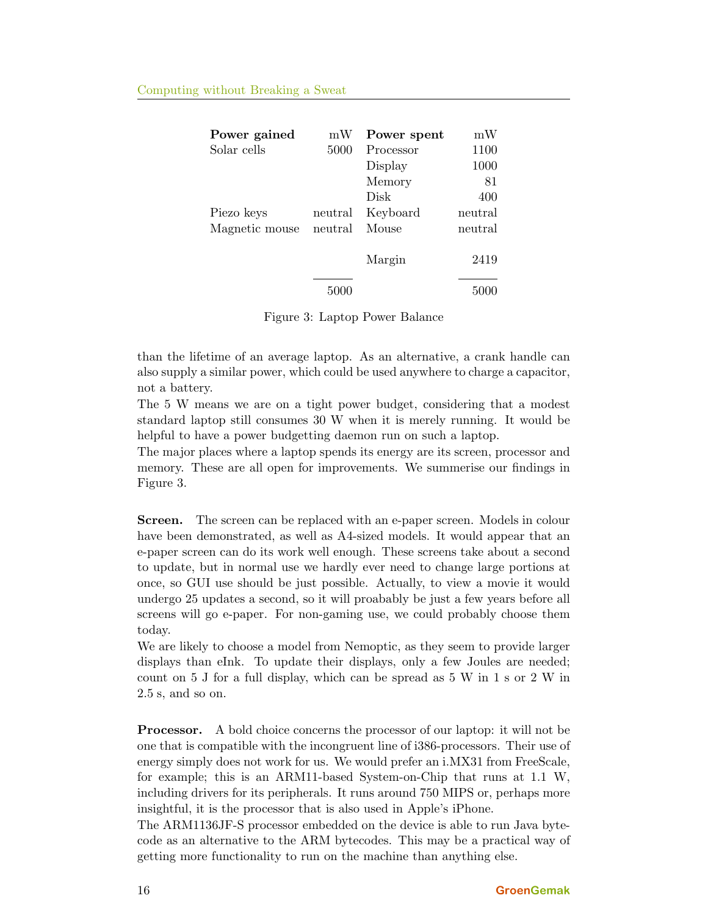| **Power gained** | mW | **Power spent** | mW |
|---|---|---|---|
| Solar cells | 5000 | Processor | 1100 |
| | | Display | 1000 |
| | | Memory | 81 |
| | | Disk | 400 |
| Piezo keys | neutral | Keyboard | neutral |
| Magnetic mouse | neutral | Mouse | neutral |
| | | Margin | 2419 |
| | 5000 | | 5000 |

Figure 3: Laptop Power Balance

than the lifetime of an average laptop. As an alternative, a crank handle can also supply a similar power, which could be used anywhere to charge a capacitor, not a battery.

The 5 W means we are on a tight power budget, considering that a modest standard laptop still consumes 30 W when it is merely running. It would be helpful to have a power budgetting daemon run on such a laptop.

The major places where a laptop spends its energy are its screen, processor and memory. These are all open for improvements. We summerise our findings in Figure 3.

**Screen.** The screen can be replaced with an e-paper screen. Models in colour have been demonstrated, as well as A4-sized models. It would appear that an e-paper screen can do its work well enough. These screens take about a second to update, but in normal use we hardly ever need to change large portions at once, so GUI use should be just possible. Actually, to view a movie it would undergo 25 updates a second, so it will proabably be just a few years before all screens will go e-paper. For non-gaming use, we could probably choose them today.

We are likely to choose a model from Nemoptic, as they seem to provide larger displays than eInk. To update their displays, only a few Joules are needed; count on 5 J for a full display, which can be spread as 5 W in 1 s or 2 W in 2.5 s, and so on.

**Processor.** A bold choice concerns the processor of our laptop: it will not be one that is compatible with the incongruent line of i386-processors. Their use of energy simply does not work for us. We would prefer an i.MX31 from FreeScale, for example; this is an ARM11-based System-on-Chip that runs at 1.1 W, including drivers for its peripherals. It runs around 750 MIPS or, perhaps more insightful, it is the processor that is also used in Apple's iPhone.

The ARM1136JF-S processor embedded on the device is able to run Java bytecode as an alternative to the ARM bytecodes. This may be a practical way of getting more functionality to run on the machine than anything else.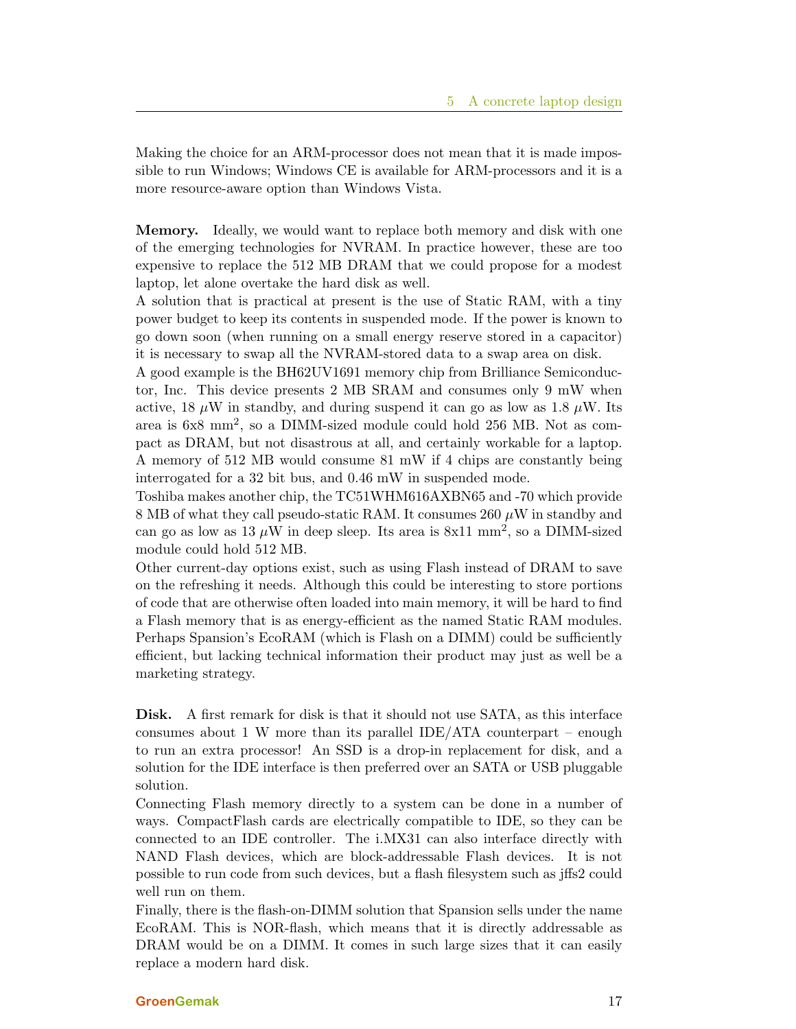Making the choice for an ARM-processor does not mean that it is made impossible to run Windows; Windows CE is available for ARM-processors and it is a more resource-aware option than Windows Vista.

**Memory.** Ideally, we would want to replace both memory and disk with one of the emerging technologies for NVRAM. In practice however, these are too expensive to replace the 512 MB DRAM that we could propose for a modest laptop, let alone overtake the hard disk as well.

A solution that is practical at present is the use of Static RAM, with a tiny power budget to keep its contents in suspended mode. If the power is known to go down soon (when running on a small energy reserve stored in a capacitor) it is necessary to swap all the NVRAM-stored data to a swap area on disk.

A good example is the BH62UV1691 memory chip from Brilliance Semiconductor, Inc. This device presents 2 MB SRAM and consumes only 9 mW when active, 18 $\mu$W in standby, and during suspend it can go as low as 1.8 $\mu$W. Its area is 6x8 mm$^2$, so a DIMM-sized module could hold 256 MB. Not as compact as DRAM, but not disastrous at all, and certainly workable for a laptop. A memory of 512 MB would consume 81 mW if 4 chips are constantly being interrogated for a 32 bit bus, and 0.46 mW in suspended mode.

Toshiba makes another chip, the TC51WHM616AXBN65 and -70 which provide 8 MB of what they call pseudo-static RAM. It consumes 260 $\mu$W in standby and can go as low as 13 $\mu$W in deep sleep. Its area is 8x11 mm$^2$, so a DIMM-sized module could hold 512 MB.

Other current-day options exist, such as using Flash instead of DRAM to save on the refreshing it needs. Although this could be interesting to store portions of code that are otherwise often loaded into main memory, it will be hard to find a Flash memory that is as energy-efficient as the named Static RAM modules. Perhaps Spansion's EcoRAM (which is Flash on a DIMM) could be sufficiently efficient, but lacking technical information their product may just as well be a marketing strategy.

**Disk.** A first remark for disk is that it should not use SATA, as this interface consumes about 1 W more than its parallel IDE/ATA counterpart – enough to run an extra processor! An SSD is a drop-in replacement for disk, and a solution for the IDE interface is then preferred over an SATA or USB pluggable solution.

Connecting Flash memory directly to a system can be done in a number of ways. CompactFlash cards are electrically compatible to IDE, so they can be connected to an IDE controller. The i.MX31 can also interface directly with NAND Flash devices, which are block-addressable Flash devices. It is not possible to run code from such devices, but a flash filesystem such as jffs2 could well run on them.

Finally, there is the flash-on-DIMM solution that Spansion sells under the name EcoRAM. This is NOR-flash, which means that it is directly addressable as DRAM would be on a DIMM. It comes in such large sizes that it can easily replace a modern hard disk.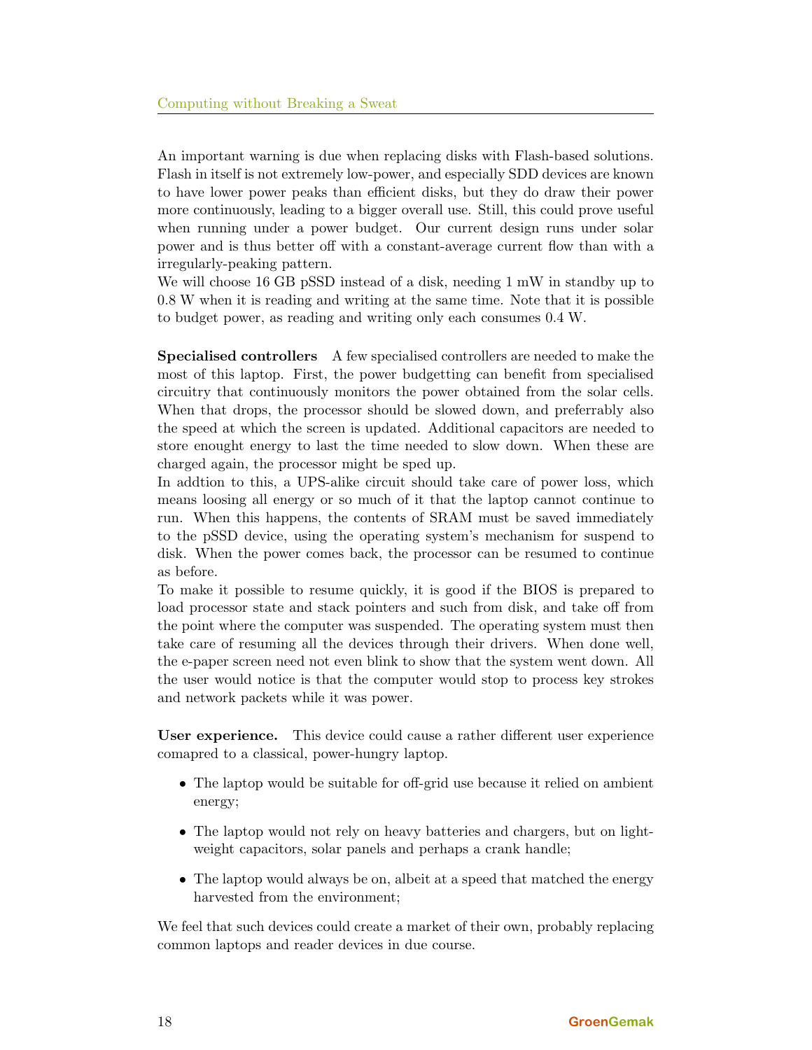An important warning is due when replacing disks with Flash-based solutions. Flash in itself is not extremely low-power, and especially SDD devices are known to have lower power peaks than efficient disks, but they do draw their power more continuously, leading to a bigger overall use. Still, this could prove useful when running under a power budget. Our current design runs under solar power and is thus better off with a constant-average current flow than with a irregularly-peaking pattern.
We will choose 16 GB pSSD instead of a disk, needing 1 mW in standby up to 0.8 W when it is reading and writing at the same time. Note that it is possible to budget power, as reading and writing only each consumes 0.4 W.

**Specialised controllers** A few specialised controllers are needed to make the most of this laptop. First, the power budgetting can benefit from specialised circuitry that continuously monitors the power obtained from the solar cells. When that drops, the processor should be slowed down, and preferrably also the speed at which the screen is updated. Additional capacitors are needed to store enought energy to last the time needed to slow down. When these are charged again, the processor might be sped up.
In addtion to this, a UPS-alike circuit should take care of power loss, which means loosing all energy or so much of it that the laptop cannot continue to run. When this happens, the contents of SRAM must be saved immediately to the pSSD device, using the operating system's mechanism for suspend to disk. When the power comes back, the processor can be resumed to continue as before.
To make it possible to resume quickly, it is good if the BIOS is prepared to load processor state and stack pointers and such from disk, and take off from the point where the computer was suspended. The operating system must then take care of resuming all the devices through their drivers. When done well, the e-paper screen need not even blink to show that the system went down. All the user would notice is that the computer would stop to process key strokes and network packets while it was power.

**User experience.** This device could cause a rather different user experience comapred to a classical, power-hungry laptop.

- The laptop would be suitable for off-grid use because it relied on ambient energy;
- The laptop would not rely on heavy batteries and chargers, but on lightweight capacitors, solar panels and perhaps a crank handle;
- The laptop would always be on, albeit at a speed that matched the energy harvested from the environment;

We feel that such devices could create a market of their own, probably replacing common laptops and reader devices in due course.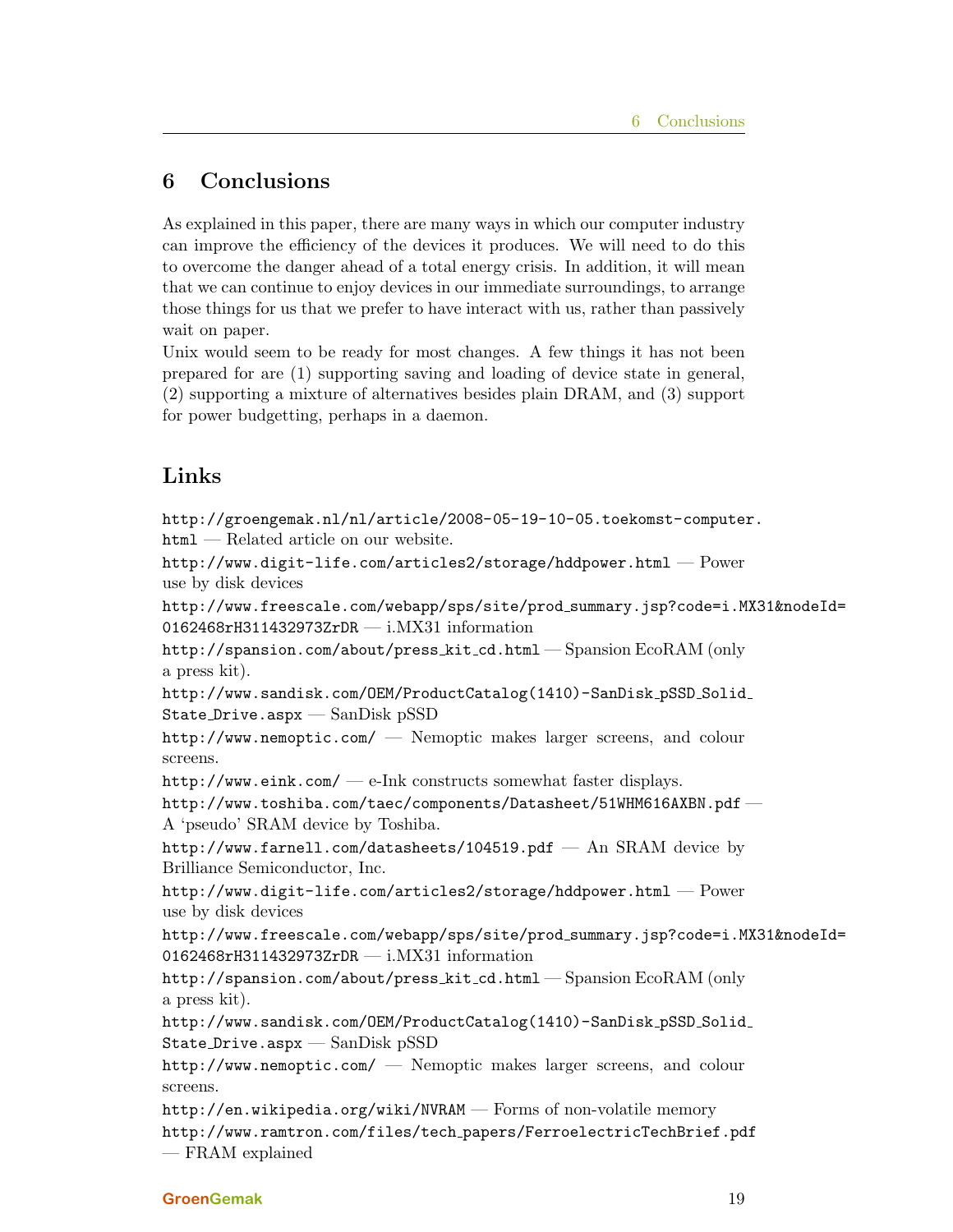# 6 Conclusions

As explained in this paper, there are many ways in which our computer industry can improve the efficiency of the devices it produces. We will need to do this to overcome the danger ahead of a total energy crisis. In addition, it will mean that we can continue to enjoy devices in our immediate surroundings, to arrange those things for us that we prefer to have interact with us, rather than passively wait on paper.

Unix would seem to be ready for most changes. A few things it has not been prepared for are (1) supporting saving and loading of device state in general, (2) supporting a mixture of alternatives besides plain DRAM, and (3) support for power budgetting, perhaps in a daemon.

## Links

http://groengemak.nl/nl/article/2008-05-19-10-05.toekomst-computer.html — Related article on our website.

http://www.digit-life.com/articles2/storage/hddpower.html — Power use by disk devices

http://www.freescale.com/webapp/sps/site/prod_summary.jsp?code=i.MX31&nodeId=0162468rH311432973ZrDR — i.MX31 information

http://spansion.com/about/press_kit_cd.html — Spansion EcoRAM (only a press kit).

http://www.sandisk.com/OEM/ProductCatalog(1410)-SanDisk_pSSD_Solid_State_Drive.aspx — SanDisk pSSD

http://www.nemoptic.com/ — Nemoptic makes larger screens, and colour screens.

http://www.eink.com/ — e-Ink constructs somewhat faster displays.

http://www.toshiba.com/taec/components/Datasheet/51WHM616AXBN.pdf — A 'pseudo' SRAM device by Toshiba.

http://www.farnell.com/datasheets/104519.pdf — An SRAM device by Brilliance Semiconductor, Inc.

http://www.digit-life.com/articles2/storage/hddpower.html — Power use by disk devices

http://www.freescale.com/webapp/sps/site/prod_summary.jsp?code=i.MX31&nodeId=0162468rH311432973ZrDR — i.MX31 information

http://spansion.com/about/press_kit_cd.html — Spansion EcoRAM (only a press kit).

http://www.sandisk.com/OEM/ProductCatalog(1410)-SanDisk_pSSD_Solid_State_Drive.aspx — SanDisk pSSD

http://www.nemoptic.com/ — Nemoptic makes larger screens, and colour screens.

http://en.wikipedia.org/wiki/NVRAM — Forms of non-volatile memory

http://www.ramtron.com/files/tech_papers/FerroelectricTechBrief.pdf — FRAM explained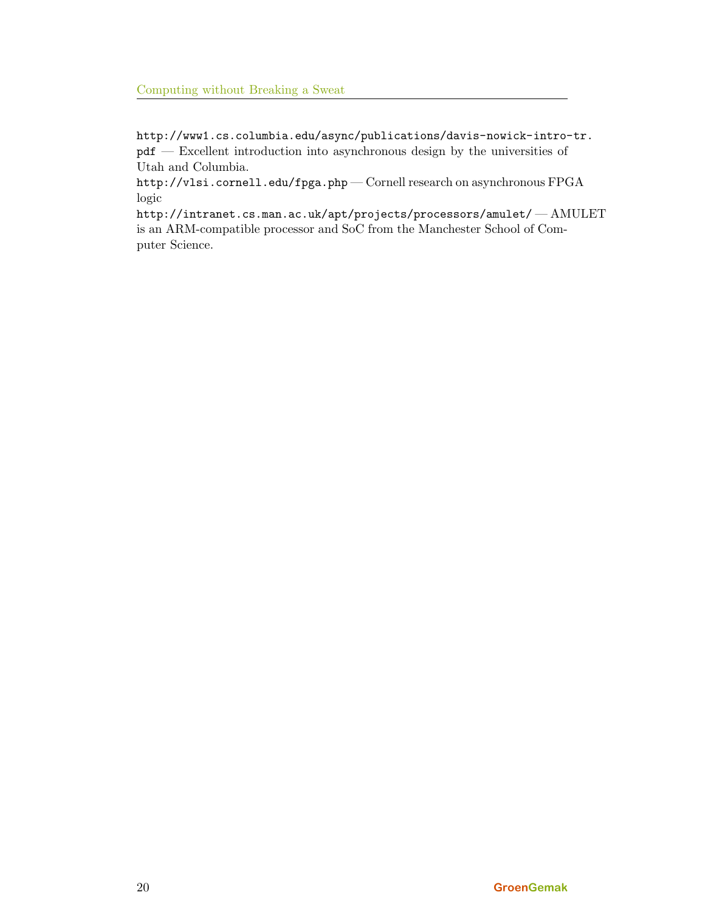http://www1.cs.columbia.edu/async/publications/davis-nowick-intro-tr.pdf — Excellent introduction into asynchronous design by the universities of Utah and Columbia.

http://vlsi.cornell.edu/fpga.php — Cornell research on asynchronous FPGA logic

http://intranet.cs.man.ac.uk/apt/projects/processors/amulet/ — AMULET is an ARM-compatible processor and SoC from the Manchester School of Computer Science.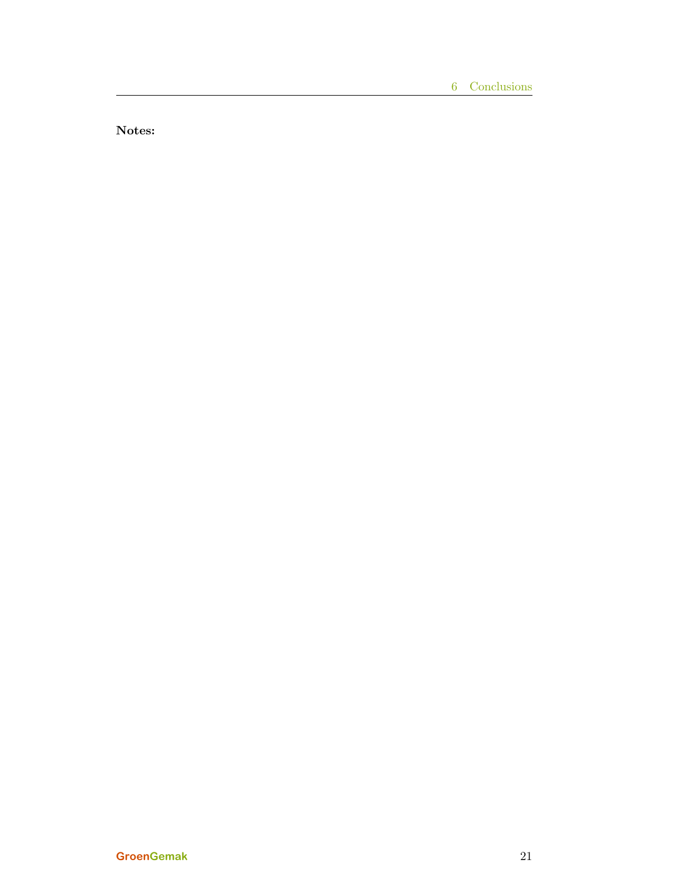**Notes:**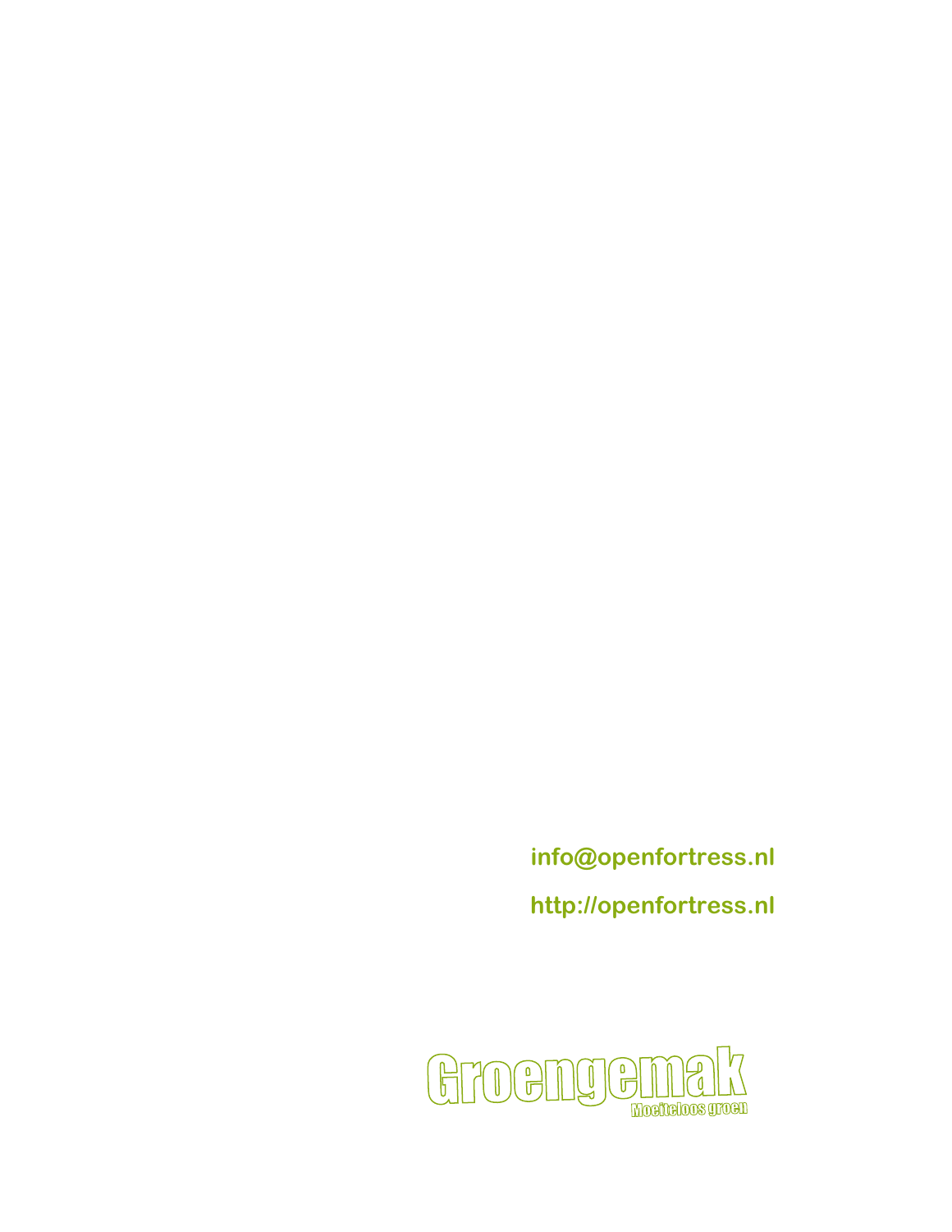info@openfortress.nl

http://openfortress.nl

Groengemak

Moeiteloos groen